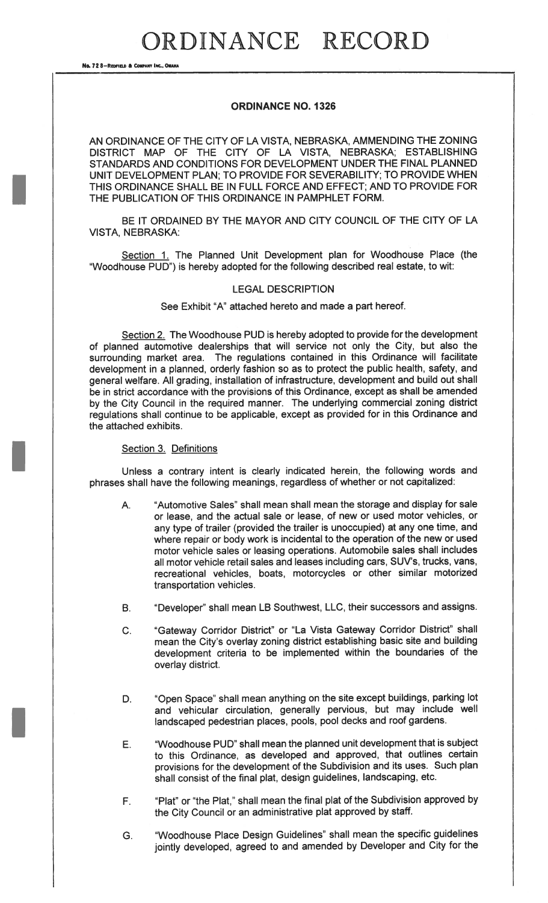# ORDINANCE RECORD

No. 72 8—Redfield & Company Inc., Omaha

## ORDINANCE NO. 1326

AN ORDINANCE OF THE CITY OF LA VISTA, NEBRASKA, AMMENDING THE ZONING DISTRICT MAP OF THE CITY OF LA VISTA, NEBRASKA; ESTABLISHING STANDARDS AND CONDITIONS FOR DEVELOPMENT UNDER THE FINAL PLANNED UNIT DEVELOPMENT PLAN; TO PROVIDE FOR SEVERABILITY; TO PROVIDE WHEN THIS ORDINANCE SHALL BE IN FULL FORCE AND EFFECT; AND TO PROVIDE FOR THE PUBLICATION OF THIS ORDINANCE IN PAMPHLET FORM.

BE IT ORDAINED BY THE MAYOR AND CITY COUNCIL OF THE CITY OF LA VISTA, NEBRASKA:

Section 1. The Planned Unit Development plan for Woodhouse Place (the "Woodhouse PUD") is hereby adopted for the following described real estate, to wit:

LEGAL DESCRIPTION

See Exhibit "A" attached hereto and made a part hereof.

Section 2. The Woodhouse PUD is hereby adopted to provide for the development of planned automotive dealerships that will service not only the City, but also the surrounding market area. The regulations contained in this Ordinance will facilitate development in a planned, orderly fashion so as to protect the public health, safety, and general welfare. All grading, installation of infrastructure, development and build out shall be in strict accordance with the provisions of this Ordinance, except as shall be amended by the City Council in the required manner. The underlying commercial zoning district regulations shall continue to be applicable, except as provided for in this Ordinance and the attached exhibits.

Section 3. Definitions

Unless a contrary intent is clearly indicated herein, the following words and phrases shall have the following meanings, regardless of whether or not capitalized:

A. "Automotive Sales" shall mean shall mean the storage and display for sale or lease, and the actual sale or lease, of new or used motor vehicles, or any type of trailer (provided the trailer is unoccupied) at any one time, and where repair or body work is incidental to the operation of the new or used motor vehicle sales or leasing operations. Automobile sales shall includes all motor vehicle retail sales and leases including cars, SUV's, trucks, vans, recreational vehicles, boats, motorcycles or other similar motorized transportation vehicles.

B. "Developer" shall mean LB Southwest, LLC, their successors and assigns.

C. "Gateway Corridor District" or "La Vista Gateway Corridor District" shall mean the City's overlay zoning district establishing basic site and building development criteria to be implemented within the boundaries of the overlay district.

D. "Open Space" shall mean anything on the site except buildings, parking lot and vehicular circulation, generally pervious, but may include well landscaped pedestrian places, pools, pool decks and roof gardens.

E. "Woodhouse PUD" shall mean the planned unit development that is subject to this Ordinance, as developed and approved, that outlines certain provisions for the development of the Subdivision and its uses. Such plan shall consist of the final plat, design guidelines, landscaping, etc.

F. "Plat" or "the Plat," shall mean the final plat of the Subdivision approved by the City Council or an administrative plat approved by staff.

G. "Woodhouse Place Design Guidelines" shall mean the specific guidelines jointly developed, agreed to and amended by Developer and City for the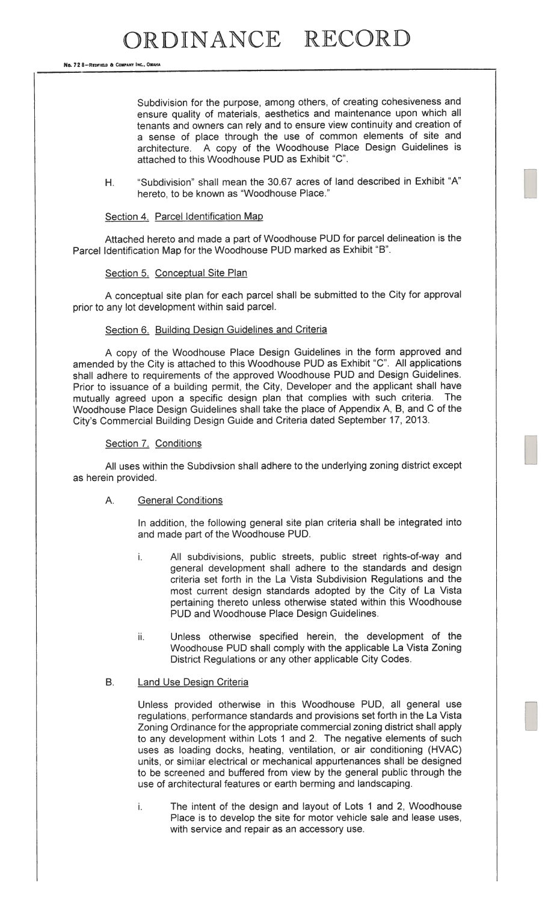Subdivision for the purpose, among others, of creating cohesiveness and ensure quality of materials, aesthetics and maintenance upon which all tenants and owners can rely and to ensure view continuity and creation of a sense of place through the use of common elements of site and architecture. A copy of the Woodhouse Place Design Guidelines is attached to this Woodhouse PUD as Exhibit "C".

H. "Subdivision" shall mean the 30.67 acres of land described in Exhibit "A" hereto, to be known as "Woodhouse Place."

Section 4. Parcel Identification Map

Attached hereto and made a part of Woodhouse PUD for parcel delineation is the Parcel Identification Map for the Woodhouse PUD marked as Exhibit "B".

Section 5. Conceptual Site Plan

A conceptual site plan for each parcel shall be submitted to the City for approval prior to any lot development within said parcel.

Section 6. Building Design Guidelines and Criteria

A copy of the Woodhouse Place Design Guidelines in the form approved and amended by the City is attached to this Woodhouse PUD as Exhibit "C". All applications shall adhere to requirements of the approved Woodhouse PUD and Design Guidelines. Prior to issuance of a building permit, the City, Developer and the applicant shall have mutually agreed upon a specific design plan that complies with such criteria. The Woodhouse Place Design Guidelines shall take the place of Appendix A, B, and C of the City's Commercial Building Design Guide and Criteria dated September 17, 2013.

Section 7. Conditions

All uses within the Subdivsion shall adhere to the underlying zoning district except as herein provided.

A. General Conditions

In addition, the following general site plan criteria shall be integrated into and made part of the Woodhouse PUD.

i. All subdivisions, public streets, public street rights-of-way and general development shall adhere to the standards and design criteria set forth in the La Vista Subdivision Regulations and the most current design standards adopted by the City of La Vista pertaining thereto unless otherwise stated within this Woodhouse PUD and Woodhouse Place Design Guidelines.

ii. Unless otherwise specified herein, the development of the Woodhouse PUD shall comply with the applicable La Vista Zoning District Regulations or any other applicable City Codes.

B. Land Use Design Criteria

Unless provided otherwise in this Woodhouse PUD, all general use regulations, performance standards and provisions set forth in the La Vista Zoning Ordinance for the appropriate commercial zoning district shall apply to any development within Lots 1 and 2. The negative elements of such uses as loading docks, heating, ventilation, or air conditioning (HVAC) units, or similar electrical or mechanical appurtenances shall be designed to be screened and buffered from view by the general public through the use of architectural features or earth berming and landscaping.

i. The intent of the design and layout of Lots 1 and 2, Woodhouse Place is to develop the site for motor vehicle sale and lease uses, with service and repair as an accessory use.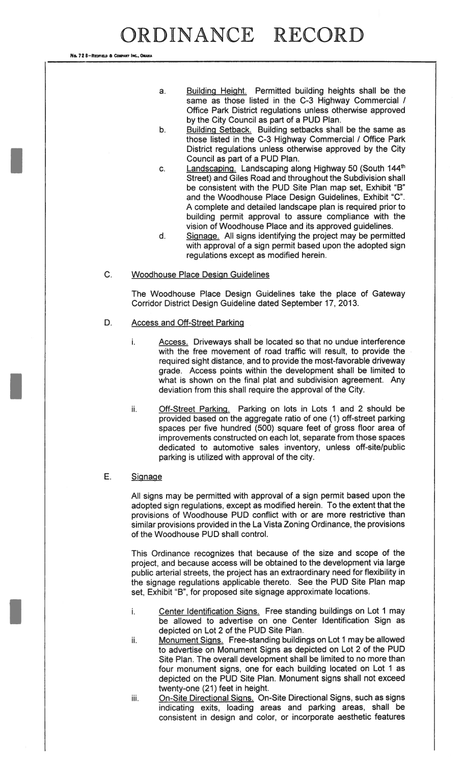a. Building Height. Permitted building heights shall be the same as those listed in the C-3 Highway Commercial / Office Park District regulations unless otherwise approved by the City Council as part of a PUD Plan.

b. Building Setback. Building setbacks shall be the same as those listed in the C-3 Highway Commercial / Office Park District regulations unless otherwise approved by the City Council as part of a PUD Plan.

c. Landscaping. Landscaping along Highway 50 (South 144th Street) and Giles Road and throughout the Subdivision shall be consistent with the PUD Site Plan map set, Exhibit "B" and the Woodhouse Place Design Guidelines, Exhibit "C". A complete and detailed landscape plan is required prior to building permit approval to assure compliance with the vision of Woodhouse Place and its approved guidelines.

d. Signage. All signs identifying the project may be permitted with approval of a sign permit based upon the adopted sign regulations except as modified herein.

C. Woodhouse Place Design Guidelines

The Woodhouse Place Design Guidelines take the place of Gateway Corridor District Design Guideline dated September 17, 2013.

D. Access and Off-Street Parking

i. Access. Driveways shall be located so that no undue interference with the free movement of road traffic will result, to provide the required sight distance, and to provide the most-favorable driveway grade. Access points within the development shall be limited to what is shown on the final plat and subdivision agreement. Any deviation from this shall require the approval of the City.

ii. Off-Street Parking. Parking on lots in Lots 1 and 2 should be provided based on the aggregate ratio of one (1) off-street parking spaces per five hundred (500) square feet of gross floor area of improvements constructed on each lot, separate from those spaces dedicated to automotive sales inventory, unless off-site/public parking is utilized with approval of the city.

E. Signage

All signs may be permitted with approval of a sign permit based upon the adopted sign regulations, except as modified herein. To the extent that the provisions of Woodhouse PUD conflict with or are more restrictive than similar provisions provided in the La Vista Zoning Ordinance, the provisions of the Woodhouse PUD shall control.

This Ordinance recognizes that because of the size and scope of the project, and because access will be obtained to the development via large public arterial streets, the project has an extraordinary need for flexibility in the signage regulations applicable thereto. See the PUD Site Plan map set, Exhibit "B", for proposed site signage approximate locations.

i. Center Identification Signs. Free standing buildings on Lot 1 may be allowed to advertise on one Center Identification Sign as depicted on Lot 2 of the PUD Site Plan.

ii. Monument Signs. Free-standing buildings on Lot 1 may be allowed to advertise on Monument Signs as depicted on Lot 2 of the PUD Site Plan. The overall development shall be limited to no more than four monument signs, one for each building located on Lot 1 as depicted on the PUD Site Plan. Monument signs shall not exceed twenty-one (21) feet in height.

iii. On-Site Directional Signs. On-Site Directional Signs, such as signs indicating exits, loading areas and parking areas, shall be consistent in design and color, or incorporate aesthetic features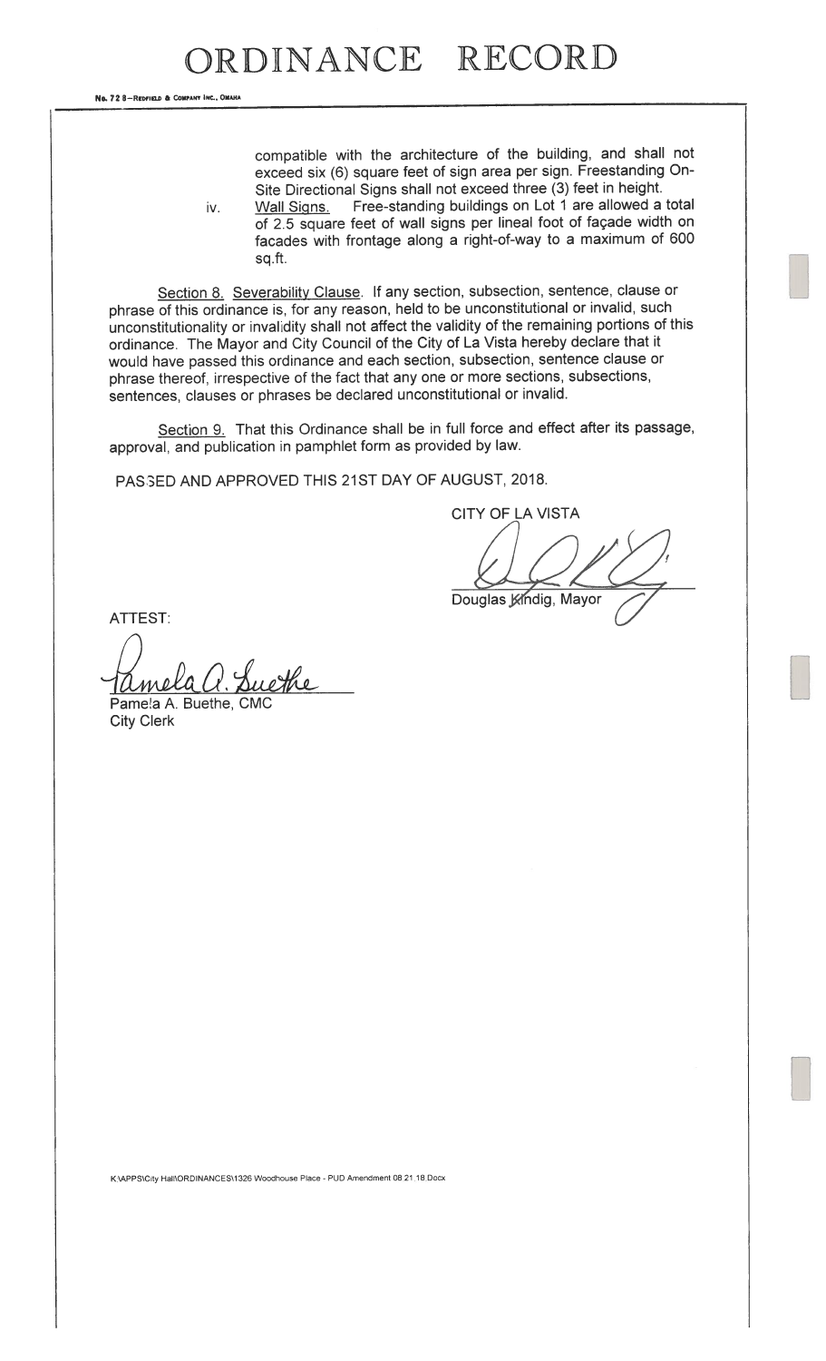# ORDINANCE RECORD

No. 72 8—Redfield & Company Inc., Omaha

compatible with the architecture of the building, and shall not exceed six (6) square feet of sign area per sign. Freestanding On-Site Directional Signs shall not exceed three (3) feet in height.

iv. Wall Signs. Free-standing buildings on Lot 1 are allowed a total of 2.5 square feet of wall signs per lineal foot of façade width on facades with frontage along a right-of-way to a maximum of 600 sq.ft.

Section 8. Severability Clause. If any section, subsection, sentence, clause or phrase of this ordinance is, for any reason, held to be unconstitutional or invalid, such unconstitutionality or invalidity shall not affect the validity of the remaining portions of this ordinance. The Mayor and City Council of the City of La Vista hereby declare that it would have passed this ordinance and each section, subsection, sentence clause or phrase thereof, irrespective of the fact that any one or more sections, subsections, sentences, clauses or phrases be declared unconstitutional or invalid.

Section 9. That this Ordinance shall be in full force and effect after its passage, approval, and publication in pamphlet form as provided by law.

PASSED AND APPROVED THIS 21ST DAY OF AUGUST, 2018.

CITY OF LA VISTA

Douglas Kindig, Mayor

ATTEST:

Pamela A. Buethe, CMC
City Clerk

K:\APPS\City Hall\ORDINANCES\1326 Woodhouse Place - PUD Amendment 08 21 18.Docx